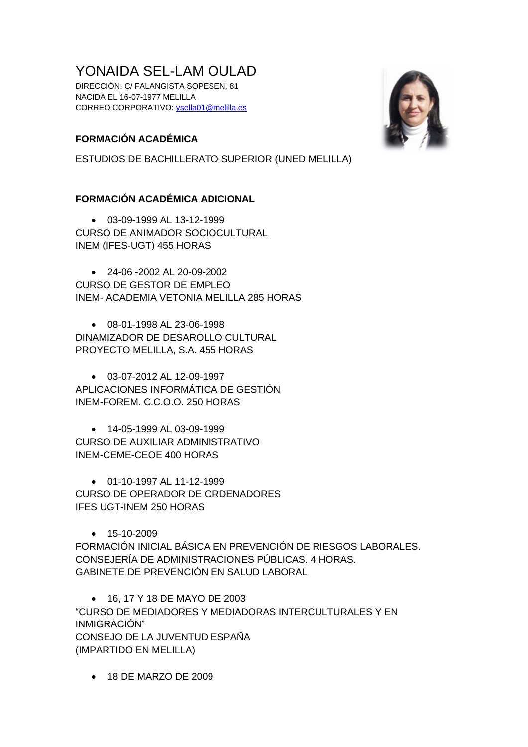# YONAIDA SEL-LAM OULAD

DIRECCIÓN: C/ FALANGISTA SOPESEN, 81
NACIDA EL 16-07-1977 MELILLA
CORREO CORPORATIVO: ysella01@melilla.es

## FORMACIÓN ACADÉMICA

ESTUDIOS DE BACHILLERATO SUPERIOR (UNED MELILLA)

## FORMACIÓN ACADÉMICA ADICIONAL

- 03-09-1999 AL 13-12-1999

CURSO DE ANIMADOR SOCIOCULTURAL
INEM (IFES-UGT) 455 HORAS

- 24-06 -2002 AL 20-09-2002

CURSO DE GESTOR DE EMPLEO
INEM- ACADEMIA VETONIA MELILLA 285 HORAS

- 08-01-1998 AL 23-06-1998

DINAMIZADOR DE DESAROLLO CULTURAL
PROYECTO MELILLA, S.A. 455 HORAS

- 03-07-2012 AL 12-09-1997

APLICACIONES INFORMÁTICA DE GESTIÓN
INEM-FOREM. C.C.O.O. 250 HORAS

- 14-05-1999 AL 03-09-1999

CURSO DE AUXILIAR ADMINISTRATIVO
INEM-CEME-CEOE 400 HORAS

- 01-10-1997 AL 11-12-1999

CURSO DE OPERADOR DE ORDENADORES
IFES UGT-INEM 250 HORAS

- 15-10-2009

FORMACIÓN INICIAL BÁSICA EN PREVENCIÓN DE RIESGOS LABORALES.
CONSEJERÍA DE ADMINISTRACIONES PÚBLICAS. 4 HORAS.
GABINETE DE PREVENCIÓN EN SALUD LABORAL

- 16, 17 Y 18 DE MAYO DE 2003

"CURSO DE MEDIADORES Y MEDIADORAS INTERCULTURALES Y EN INMIGRACIÓN"
CONSEJO DE LA JUVENTUD ESPAÑA
(IMPARTIDO EN MELILLA)

- 18 DE MARZO DE 2009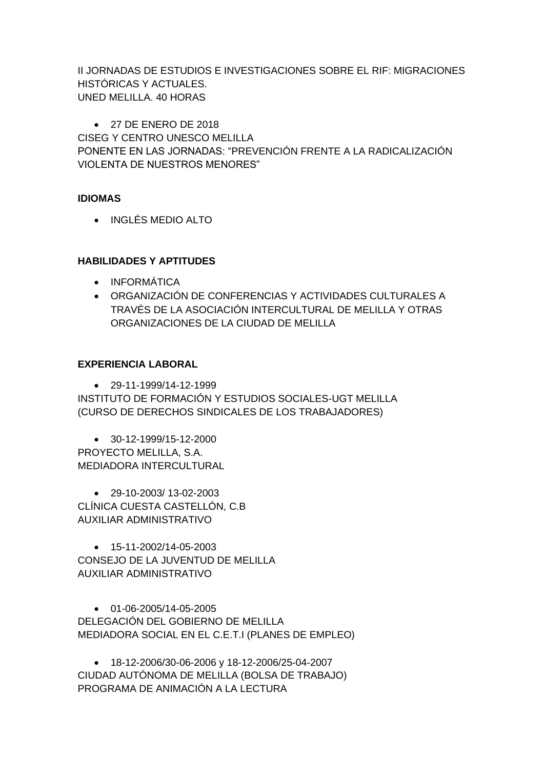II JORNADAS DE ESTUDIOS E INVESTIGACIONES SOBRE EL RIF: MIGRACIONES HISTÓRICAS Y ACTUALES.
UNED MELILLA. 40 HORAS

- 27 DE ENERO DE 2018

CISEG Y CENTRO UNESCO MELILLA
PONENTE EN LAS JORNADAS: "PREVENCIÓN FRENTE A LA RADICALIZACIÓN VIOLENTA DE NUESTROS MENORES"

**IDIOMAS**

- INGLÉS MEDIO ALTO

**HABILIDADES Y APTITUDES**

- INFORMÁTICA
- ORGANIZACIÓN DE CONFERENCIAS Y ACTIVIDADES CULTURALES A TRAVÉS DE LA ASOCIACIÓN INTERCULTURAL DE MELILLA Y OTRAS ORGANIZACIONES DE LA CIUDAD DE MELILLA

**EXPERIENCIA LABORAL**

- 29-11-1999/14-12-1999

INSTITUTO DE FORMACIÓN Y ESTUDIOS SOCIALES-UGT MELILLA
(CURSO DE DERECHOS SINDICALES DE LOS TRABAJADORES)

- 30-12-1999/15-12-2000

PROYECTO MELILLA, S.A.
MEDIADORA INTERCULTURAL

- 29-10-2003/ 13-02-2003

CLÍNICA CUESTA CASTELLÓN, C.B
AUXILIAR ADMINISTRATIVO

- 15-11-2002/14-05-2003

CONSEJO DE LA JUVENTUD DE MELILLA
AUXILIAR ADMINISTRATIVO

- 01-06-2005/14-05-2005

DELEGACIÓN DEL GOBIERNO DE MELILLA
MEDIADORA SOCIAL EN EL C.E.T.I (PLANES DE EMPLEO)

- 18-12-2006/30-06-2006 y 18-12-2006/25-04-2007

CIUDAD AUTÓNOMA DE MELILLA (BOLSA DE TRABAJO)
PROGRAMA DE ANIMACIÓN A LA LECTURA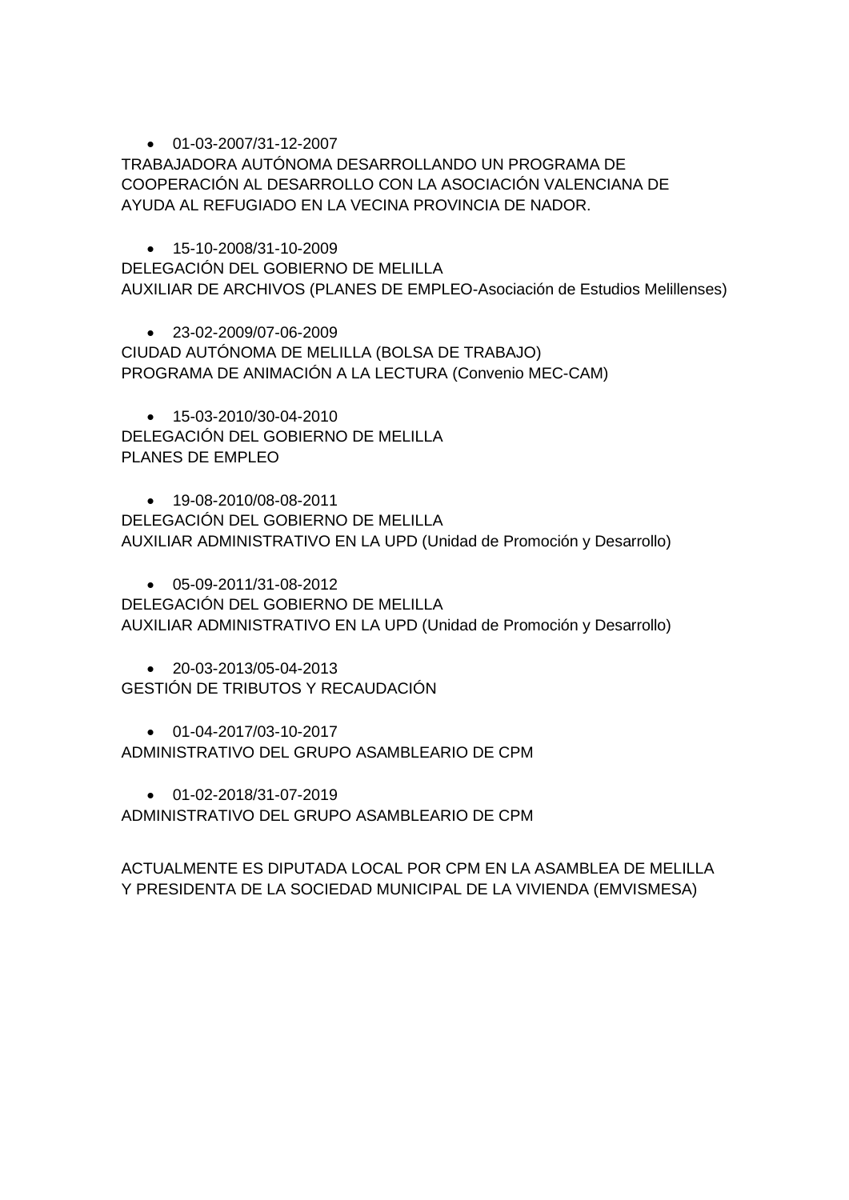- 01-03-2007/31-12-2007

TRABAJADORA AUTÓNOMA DESARROLLANDO UN PROGRAMA DE COOPERACIÓN AL DESARROLLO CON LA ASOCIACIÓN VALENCIANA DE AYUDA AL REFUGIADO EN LA VECINA PROVINCIA DE NADOR.

- 15-10-2008/31-10-2009

DELEGACIÓN DEL GOBIERNO DE MELILLA
AUXILIAR DE ARCHIVOS (PLANES DE EMPLEO-Asociación de Estudios Melillenses)

- 23-02-2009/07-06-2009

CIUDAD AUTÓNOMA DE MELILLA (BOLSA DE TRABAJO)
PROGRAMA DE ANIMACIÓN A LA LECTURA (Convenio MEC-CAM)

- 15-03-2010/30-04-2010

DELEGACIÓN DEL GOBIERNO DE MELILLA
PLANES DE EMPLEO

- 19-08-2010/08-08-2011

DELEGACIÓN DEL GOBIERNO DE MELILLA
AUXILIAR ADMINISTRATIVO EN LA UPD (Unidad de Promoción y Desarrollo)

- 05-09-2011/31-08-2012

DELEGACIÓN DEL GOBIERNO DE MELILLA
AUXILIAR ADMINISTRATIVO EN LA UPD (Unidad de Promoción y Desarrollo)

- 20-03-2013/05-04-2013

GESTIÓN DE TRIBUTOS Y RECAUDACIÓN

- 01-04-2017/03-10-2017

ADMINISTRATIVO DEL GRUPO ASAMBLEARIO DE CPM

- 01-02-2018/31-07-2019

ADMINISTRATIVO DEL GRUPO ASAMBLEARIO DE CPM

ACTUALMENTE ES DIPUTADA LOCAL POR CPM EN LA ASAMBLEA DE MELILLA Y PRESIDENTA DE LA SOCIEDAD MUNICIPAL DE LA VIVIENDA (EMVISMESA)